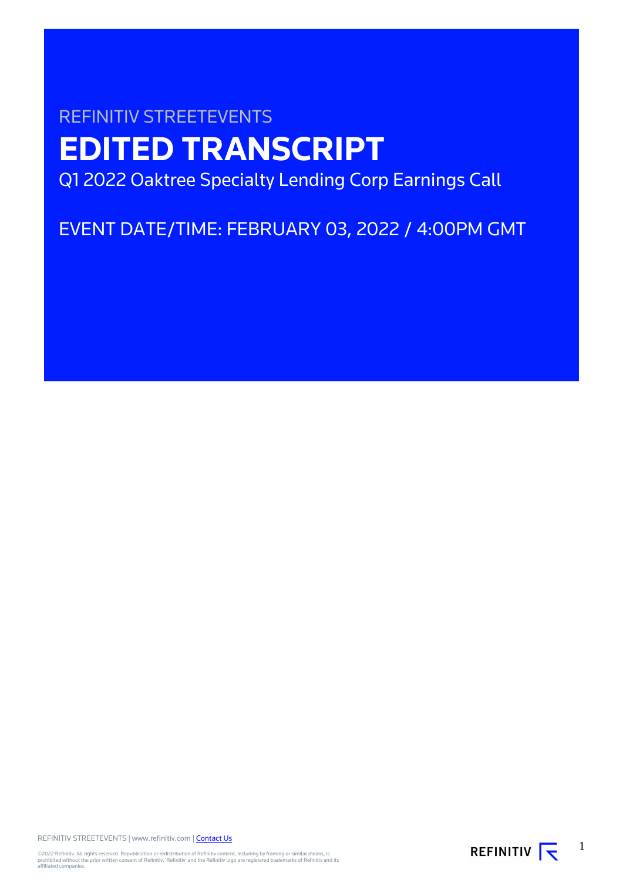REFINITIV STREETEVENTS

# EDITED TRANSCRIPT

Q1 2022 Oaktree Specialty Lending Corp Earnings Call

EVENT DATE/TIME: FEBRUARY 03, 2022 / 4:00PM GMT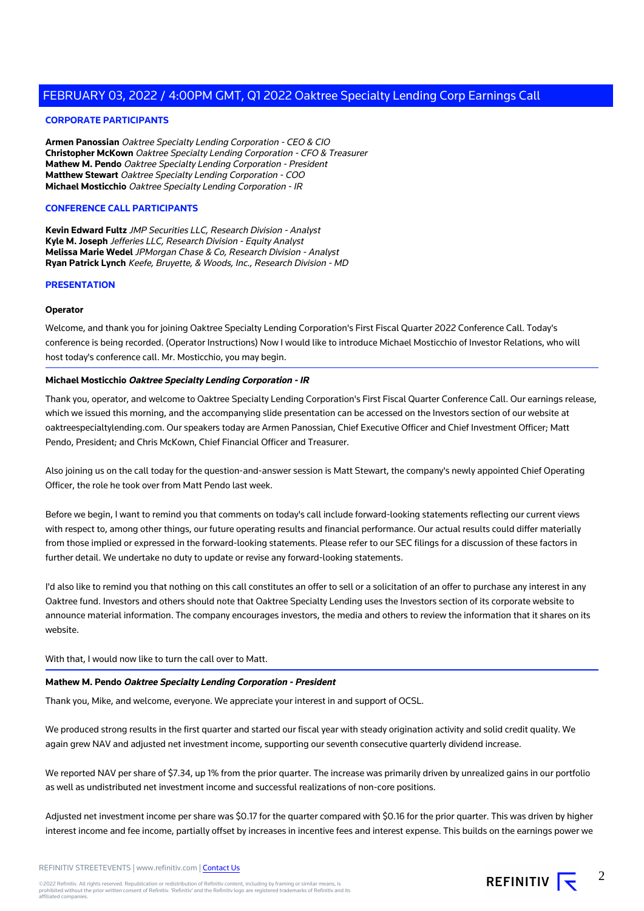## CORPORATE PARTICIPANTS

**Armen Panossian** *Oaktree Specialty Lending Corporation - CEO & CIO*
**Christopher McKown** *Oaktree Specialty Lending Corporation - CFO & Treasurer*
**Mathew M. Pendo** *Oaktree Specialty Lending Corporation - President*
**Matthew Stewart** *Oaktree Specialty Lending Corporation - COO*
**Michael Mosticchio** *Oaktree Specialty Lending Corporation - IR*

## CONFERENCE CALL PARTICIPANTS

**Kevin Edward Fultz** *JMP Securities LLC, Research Division - Analyst*
**Kyle M. Joseph** *Jefferies LLC, Research Division - Equity Analyst*
**Melissa Marie Wedel** *JPMorgan Chase & Co, Research Division - Analyst*
**Ryan Patrick Lynch** *Keefe, Bruyette, & Woods, Inc., Research Division - MD*

## PRESENTATION

**Operator**

Welcome, and thank you for joining Oaktree Specialty Lending Corporation's First Fiscal Quarter 2022 Conference Call. Today's conference is being recorded. (Operator Instructions) Now I would like to introduce Michael Mosticchio of Investor Relations, who will host today's conference call. Mr. Mosticchio, you may begin.

---

**Michael Mosticchio** ***Oaktree Specialty Lending Corporation - IR***

Thank you, operator, and welcome to Oaktree Specialty Lending Corporation's First Fiscal Quarter Conference Call. Our earnings release, which we issued this morning, and the accompanying slide presentation can be accessed on the Investors section of our website at oaktreespecialtylending.com. Our speakers today are Armen Panossian, Chief Executive Officer and Chief Investment Officer; Matt Pendo, President; and Chris McKown, Chief Financial Officer and Treasurer.

Also joining us on the call today for the question-and-answer session is Matt Stewart, the company's newly appointed Chief Operating Officer, the role he took over from Matt Pendo last week.

Before we begin, I want to remind you that comments on today's call include forward-looking statements reflecting our current views with respect to, among other things, our future operating results and financial performance. Our actual results could differ materially from those implied or expressed in the forward-looking statements. Please refer to our SEC filings for a discussion of these factors in further detail. We undertake no duty to update or revise any forward-looking statements.

I'd also like to remind you that nothing on this call constitutes an offer to sell or a solicitation of an offer to purchase any interest in any Oaktree fund. Investors and others should note that Oaktree Specialty Lending uses the Investors section of its corporate website to announce material information. The company encourages investors, the media and others to review the information that it shares on its website.

With that, I would now like to turn the call over to Matt.

---

**Mathew M. Pendo** ***Oaktree Specialty Lending Corporation - President***

Thank you, Mike, and welcome, everyone. We appreciate your interest in and support of OCSL.

We produced strong results in the first quarter and started our fiscal year with steady origination activity and solid credit quality. We again grew NAV and adjusted net investment income, supporting our seventh consecutive quarterly dividend increase.

We reported NAV per share of $7.34, up 1% from the prior quarter. The increase was primarily driven by unrealized gains in our portfolio as well as undistributed net investment income and successful realizations of non-core positions.

Adjusted net investment income per share was $0.17 for the quarter compared with $0.16 for the prior quarter. This was driven by higher interest income and fee income, partially offset by increases in incentive fees and interest expense. This builds on the earnings power we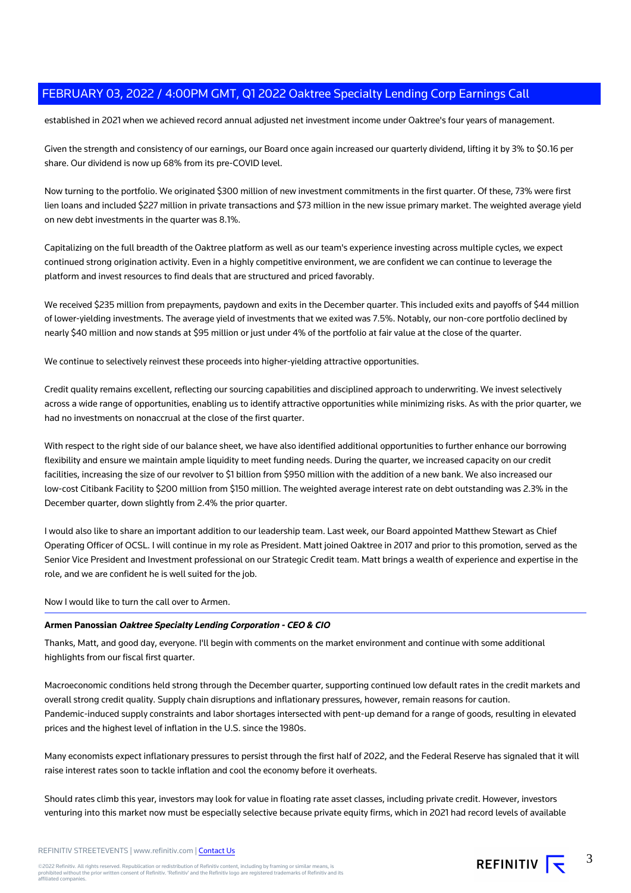established in 2021 when we achieved record annual adjusted net investment income under Oaktree's four years of management.

Given the strength and consistency of our earnings, our Board once again increased our quarterly dividend, lifting it by 3% to $0.16 per share. Our dividend is now up 68% from its pre-COVID level.

Now turning to the portfolio. We originated $300 million of new investment commitments in the first quarter. Of these, 73% were first lien loans and included $227 million in private transactions and $73 million in the new issue primary market. The weighted average yield on new debt investments in the quarter was 8.1%.

Capitalizing on the full breadth of the Oaktree platform as well as our team's experience investing across multiple cycles, we expect continued strong origination activity. Even in a highly competitive environment, we are confident we can continue to leverage the platform and invest resources to find deals that are structured and priced favorably.

We received $235 million from prepayments, paydown and exits in the December quarter. This included exits and payoffs of $44 million of lower-yielding investments. The average yield of investments that we exited was 7.5%. Notably, our non-core portfolio declined by nearly $40 million and now stands at $95 million or just under 4% of the portfolio at fair value at the close of the quarter.

We continue to selectively reinvest these proceeds into higher-yielding attractive opportunities.

Credit quality remains excellent, reflecting our sourcing capabilities and disciplined approach to underwriting. We invest selectively across a wide range of opportunities, enabling us to identify attractive opportunities while minimizing risks. As with the prior quarter, we had no investments on nonaccrual at the close of the first quarter.

With respect to the right side of our balance sheet, we have also identified additional opportunities to further enhance our borrowing flexibility and ensure we maintain ample liquidity to meet funding needs. During the quarter, we increased capacity on our credit facilities, increasing the size of our revolver to $1 billion from $950 million with the addition of a new bank. We also increased our low-cost Citibank Facility to $200 million from $150 million. The weighted average interest rate on debt outstanding was 2.3% in the December quarter, down slightly from 2.4% the prior quarter.

I would also like to share an important addition to our leadership team. Last week, our Board appointed Matthew Stewart as Chief Operating Officer of OCSL. I will continue in my role as President. Matt joined Oaktree in 2017 and prior to this promotion, served as the Senior Vice President and Investment professional on our Strategic Credit team. Matt brings a wealth of experience and expertise in the role, and we are confident he is well suited for the job.

Now I would like to turn the call over to Armen.

---

**Armen Panossian** ***Oaktree Specialty Lending Corporation - CEO & CIO***

Thanks, Matt, and good day, everyone. I'll begin with comments on the market environment and continue with some additional highlights from our fiscal first quarter.

Macroeconomic conditions held strong through the December quarter, supporting continued low default rates in the credit markets and overall strong credit quality. Supply chain disruptions and inflationary pressures, however, remain reasons for caution. Pandemic-induced supply constraints and labor shortages intersected with pent-up demand for a range of goods, resulting in elevated prices and the highest level of inflation in the U.S. since the 1980s.

Many economists expect inflationary pressures to persist through the first half of 2022, and the Federal Reserve has signaled that it will raise interest rates soon to tackle inflation and cool the economy before it overheats.

Should rates climb this year, investors may look for value in floating rate asset classes, including private credit. However, investors venturing into this market now must be especially selective because private equity firms, which in 2021 had record levels of available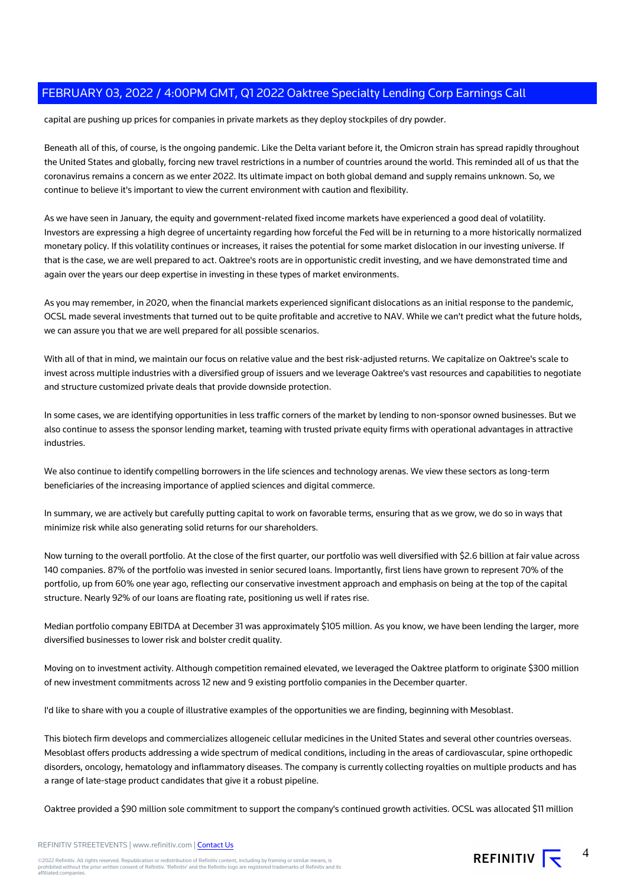capital are pushing up prices for companies in private markets as they deploy stockpiles of dry powder.

Beneath all of this, of course, is the ongoing pandemic. Like the Delta variant before it, the Omicron strain has spread rapidly throughout the United States and globally, forcing new travel restrictions in a number of countries around the world. This reminded all of us that the coronavirus remains a concern as we enter 2022. Its ultimate impact on both global demand and supply remains unknown. So, we continue to believe it's important to view the current environment with caution and flexibility.

As we have seen in January, the equity and government-related fixed income markets have experienced a good deal of volatility. Investors are expressing a high degree of uncertainty regarding how forceful the Fed will be in returning to a more historically normalized monetary policy. If this volatility continues or increases, it raises the potential for some market dislocation in our investing universe. If that is the case, we are well prepared to act. Oaktree's roots are in opportunistic credit investing, and we have demonstrated time and again over the years our deep expertise in investing in these types of market environments.

As you may remember, in 2020, when the financial markets experienced significant dislocations as an initial response to the pandemic, OCSL made several investments that turned out to be quite profitable and accretive to NAV. While we can't predict what the future holds, we can assure you that we are well prepared for all possible scenarios.

With all of that in mind, we maintain our focus on relative value and the best risk-adjusted returns. We capitalize on Oaktree's scale to invest across multiple industries with a diversified group of issuers and we leverage Oaktree's vast resources and capabilities to negotiate and structure customized private deals that provide downside protection.

In some cases, we are identifying opportunities in less traffic corners of the market by lending to non-sponsor owned businesses. But we also continue to assess the sponsor lending market, teaming with trusted private equity firms with operational advantages in attractive industries.

We also continue to identify compelling borrowers in the life sciences and technology arenas. We view these sectors as long-term beneficiaries of the increasing importance of applied sciences and digital commerce.

In summary, we are actively but carefully putting capital to work on favorable terms, ensuring that as we grow, we do so in ways that minimize risk while also generating solid returns for our shareholders.

Now turning to the overall portfolio. At the close of the first quarter, our portfolio was well diversified with $2.6 billion at fair value across 140 companies. 87% of the portfolio was invested in senior secured loans. Importantly, first liens have grown to represent 70% of the portfolio, up from 60% one year ago, reflecting our conservative investment approach and emphasis on being at the top of the capital structure. Nearly 92% of our loans are floating rate, positioning us well if rates rise.

Median portfolio company EBITDA at December 31 was approximately $105 million. As you know, we have been lending the larger, more diversified businesses to lower risk and bolster credit quality.

Moving on to investment activity. Although competition remained elevated, we leveraged the Oaktree platform to originate $300 million of new investment commitments across 12 new and 9 existing portfolio companies in the December quarter.

I'd like to share with you a couple of illustrative examples of the opportunities we are finding, beginning with Mesoblast.

This biotech firm develops and commercializes allogeneic cellular medicines in the United States and several other countries overseas. Mesoblast offers products addressing a wide spectrum of medical conditions, including in the areas of cardiovascular, spine orthopedic disorders, oncology, hematology and inflammatory diseases. The company is currently collecting royalties on multiple products and has a range of late-stage product candidates that give it a robust pipeline.

Oaktree provided a $90 million sole commitment to support the company's continued growth activities. OCSL was allocated $11 million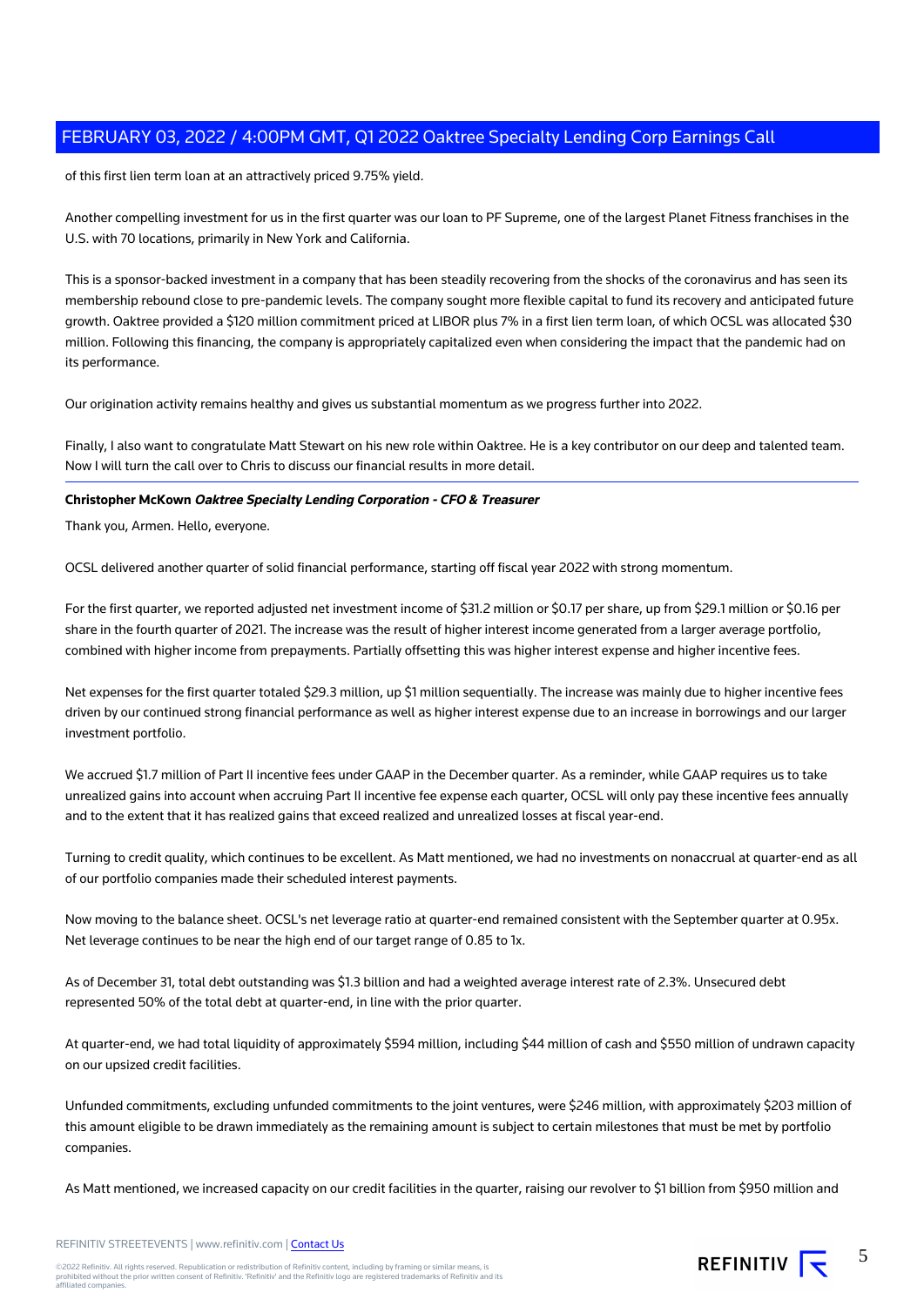of this first lien term loan at an attractively priced 9.75% yield.

Another compelling investment for us in the first quarter was our loan to PF Supreme, one of the largest Planet Fitness franchises in the U.S. with 70 locations, primarily in New York and California.

This is a sponsor-backed investment in a company that has been steadily recovering from the shocks of the coronavirus and has seen its membership rebound close to pre-pandemic levels. The company sought more flexible capital to fund its recovery and anticipated future growth. Oaktree provided a $120 million commitment priced at LIBOR plus 7% in a first lien term loan, of which OCSL was allocated $30 million. Following this financing, the company is appropriately capitalized even when considering the impact that the pandemic had on its performance.

Our origination activity remains healthy and gives us substantial momentum as we progress further into 2022.

Finally, I also want to congratulate Matt Stewart on his new role within Oaktree. He is a key contributor on our deep and talented team. Now I will turn the call over to Chris to discuss our financial results in more detail.

---

**Christopher McKown** ***Oaktree Specialty Lending Corporation - CFO & Treasurer***

Thank you, Armen. Hello, everyone.

OCSL delivered another quarter of solid financial performance, starting off fiscal year 2022 with strong momentum.

For the first quarter, we reported adjusted net investment income of $31.2 million or $0.17 per share, up from $29.1 million or $0.16 per share in the fourth quarter of 2021. The increase was the result of higher interest income generated from a larger average portfolio, combined with higher income from prepayments. Partially offsetting this was higher interest expense and higher incentive fees.

Net expenses for the first quarter totaled $29.3 million, up $1 million sequentially. The increase was mainly due to higher incentive fees driven by our continued strong financial performance as well as higher interest expense due to an increase in borrowings and our larger investment portfolio.

We accrued $1.7 million of Part II incentive fees under GAAP in the December quarter. As a reminder, while GAAP requires us to take unrealized gains into account when accruing Part II incentive fee expense each quarter, OCSL will only pay these incentive fees annually and to the extent that it has realized gains that exceed realized and unrealized losses at fiscal year-end.

Turning to credit quality, which continues to be excellent. As Matt mentioned, we had no investments on nonaccrual at quarter-end as all of our portfolio companies made their scheduled interest payments.

Now moving to the balance sheet. OCSL's net leverage ratio at quarter-end remained consistent with the September quarter at 0.95x. Net leverage continues to be near the high end of our target range of 0.85 to 1x.

As of December 31, total debt outstanding was $1.3 billion and had a weighted average interest rate of 2.3%. Unsecured debt represented 50% of the total debt at quarter-end, in line with the prior quarter.

At quarter-end, we had total liquidity of approximately $594 million, including $44 million of cash and $550 million of undrawn capacity on our upsized credit facilities.

Unfunded commitments, excluding unfunded commitments to the joint ventures, were $246 million, with approximately $203 million of this amount eligible to be drawn immediately as the remaining amount is subject to certain milestones that must be met by portfolio companies.

As Matt mentioned, we increased capacity on our credit facilities in the quarter, raising our revolver to $1 billion from $950 million and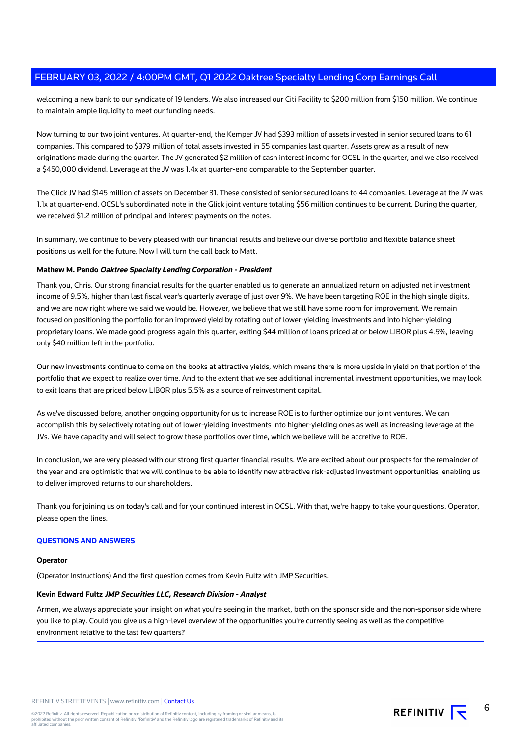welcoming a new bank to our syndicate of 19 lenders. We also increased our Citi Facility to $200 million from $150 million. We continue to maintain ample liquidity to meet our funding needs.

Now turning to our two joint ventures. At quarter-end, the Kemper JV had $393 million of assets invested in senior secured loans to 61 companies. This compared to $379 million of total assets invested in 55 companies last quarter. Assets grew as a result of new originations made during the quarter. The JV generated $2 million of cash interest income for OCSL in the quarter, and we also received a $450,000 dividend. Leverage at the JV was 1.4x at quarter-end comparable to the September quarter.

The Glick JV had $145 million of assets on December 31. These consisted of senior secured loans to 44 companies. Leverage at the JV was 1.1x at quarter-end. OCSL's subordinated note in the Glick joint venture totaling $56 million continues to be current. During the quarter, we received $1.2 million of principal and interest payments on the notes.

In summary, we continue to be very pleased with our financial results and believe our diverse portfolio and flexible balance sheet positions us well for the future. Now I will turn the call back to Matt.

**Mathew M. Pendo *Oaktree Specialty Lending Corporation - President***

Thank you, Chris. Our strong financial results for the quarter enabled us to generate an annualized return on adjusted net investment income of 9.5%, higher than last fiscal year's quarterly average of just over 9%. We have been targeting ROE in the high single digits, and we are now right where we said we would be. However, we believe that we still have some room for improvement. We remain focused on positioning the portfolio for an improved yield by rotating out of lower-yielding investments and into higher-yielding proprietary loans. We made good progress again this quarter, exiting $44 million of loans priced at or below LIBOR plus 4.5%, leaving only $40 million left in the portfolio.

Our new investments continue to come on the books at attractive yields, which means there is more upside in yield on that portion of the portfolio that we expect to realize over time. And to the extent that we see additional incremental investment opportunities, we may look to exit loans that are priced below LIBOR plus 5.5% as a source of reinvestment capital.

As we've discussed before, another ongoing opportunity for us to increase ROE is to further optimize our joint ventures. We can accomplish this by selectively rotating out of lower-yielding investments into higher-yielding ones as well as increasing leverage at the JVs. We have capacity and will select to grow these portfolios over time, which we believe will be accretive to ROE.

In conclusion, we are very pleased with our strong first quarter financial results. We are excited about our prospects for the remainder of the year and are optimistic that we will continue to be able to identify new attractive risk-adjusted investment opportunities, enabling us to deliver improved returns to our shareholders.

Thank you for joining us on today's call and for your continued interest in OCSL. With that, we're happy to take your questions. Operator, please open the lines.

## QUESTIONS AND ANSWERS

**Operator**

(Operator Instructions) And the first question comes from Kevin Fultz with JMP Securities.

**Kevin Edward Fultz *JMP Securities LLC, Research Division - Analyst***

Armen, we always appreciate your insight on what you're seeing in the market, both on the sponsor side and the non-sponsor side where you like to play. Could you give us a high-level overview of the opportunities you're currently seeing as well as the competitive environment relative to the last few quarters?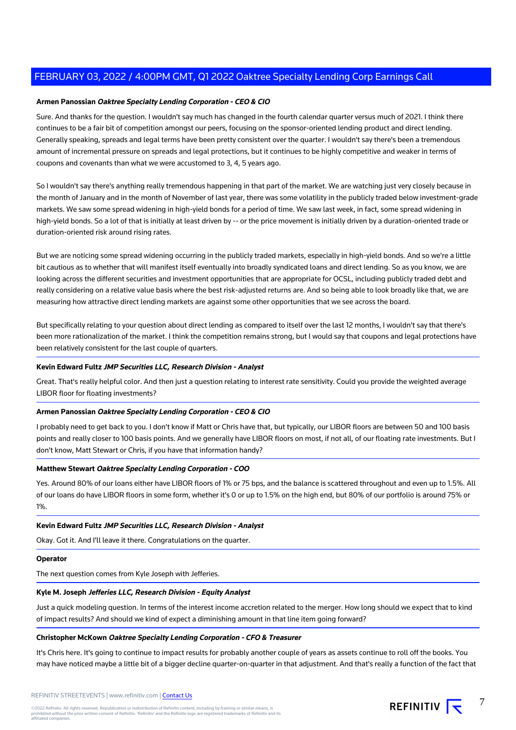**Armen Panossian** ***Oaktree Specialty Lending Corporation - CEO & CIO***

Sure. And thanks for the question. I wouldn't say much has changed in the fourth calendar quarter versus much of 2021. I think there continues to be a fair bit of competition amongst our peers, focusing on the sponsor-oriented lending product and direct lending. Generally speaking, spreads and legal terms have been pretty consistent over the quarter. I wouldn't say there's been a tremendous amount of incremental pressure on spreads and legal protections, but it continues to be highly competitive and weaker in terms of coupons and covenants than what we were accustomed to 3, 4, 5 years ago.

So I wouldn't say there's anything really tremendous happening in that part of the market. We are watching just very closely because in the month of January and in the month of November of last year, there was some volatility in the publicly traded below investment-grade markets. We saw some spread widening in high-yield bonds for a period of time. We saw last week, in fact, some spread widening in high-yield bonds. So a lot of that is initially at least driven by -- or the price movement is initially driven by a duration-oriented trade or duration-oriented risk around rising rates.

But we are noticing some spread widening occurring in the publicly traded markets, especially in high-yield bonds. And so we're a little bit cautious as to whether that will manifest itself eventually into broadly syndicated loans and direct lending. So as you know, we are looking across the different securities and investment opportunities that are appropriate for OCSL, including publicly traded debt and really considering on a relative value basis where the best risk-adjusted returns are. And so being able to look broadly like that, we are measuring how attractive direct lending markets are against some other opportunities that we see across the board.

But specifically relating to your question about direct lending as compared to itself over the last 12 months, I wouldn't say that there's been more rationalization of the market. I think the competition remains strong, but I would say that coupons and legal protections have been relatively consistent for the last couple of quarters.

**Kevin Edward Fultz** ***JMP Securities LLC, Research Division - Analyst***

Great. That's really helpful color. And then just a question relating to interest rate sensitivity. Could you provide the weighted average LIBOR floor for floating investments?

**Armen Panossian** ***Oaktree Specialty Lending Corporation - CEO & CIO***

I probably need to get back to you. I don't know if Matt or Chris have that, but typically, our LIBOR floors are between 50 and 100 basis points and really closer to 100 basis points. And we generally have LIBOR floors on most, if not all, of our floating rate investments. But I don't know, Matt Stewart or Chris, if you have that information handy?

**Matthew Stewart** ***Oaktree Specialty Lending Corporation - COO***

Yes. Around 80% of our loans either have LIBOR floors of 1% or 75 bps, and the balance is scattered throughout and even up to 1.5%. All of our loans do have LIBOR floors in some form, whether it's 0 or up to 1.5% on the high end, but 80% of our portfolio is around 75% or 1%.

**Kevin Edward Fultz** ***JMP Securities LLC, Research Division - Analyst***

Okay. Got it. And I'll leave it there. Congratulations on the quarter.

**Operator**

The next question comes from Kyle Joseph with Jefferies.

**Kyle M. Joseph** ***Jefferies LLC, Research Division - Equity Analyst***

Just a quick modeling question. In terms of the interest income accretion related to the merger. How long should we expect that to kind of impact results? And should we kind of expect a diminishing amount in that line item going forward?

**Christopher McKown** ***Oaktree Specialty Lending Corporation - CFO & Treasurer***

It's Chris here. It's going to continue to impact results for probably another couple of years as assets continue to roll off the books. You may have noticed maybe a little bit of a bigger decline quarter-on-quarter in that adjustment. And that's really a function of the fact that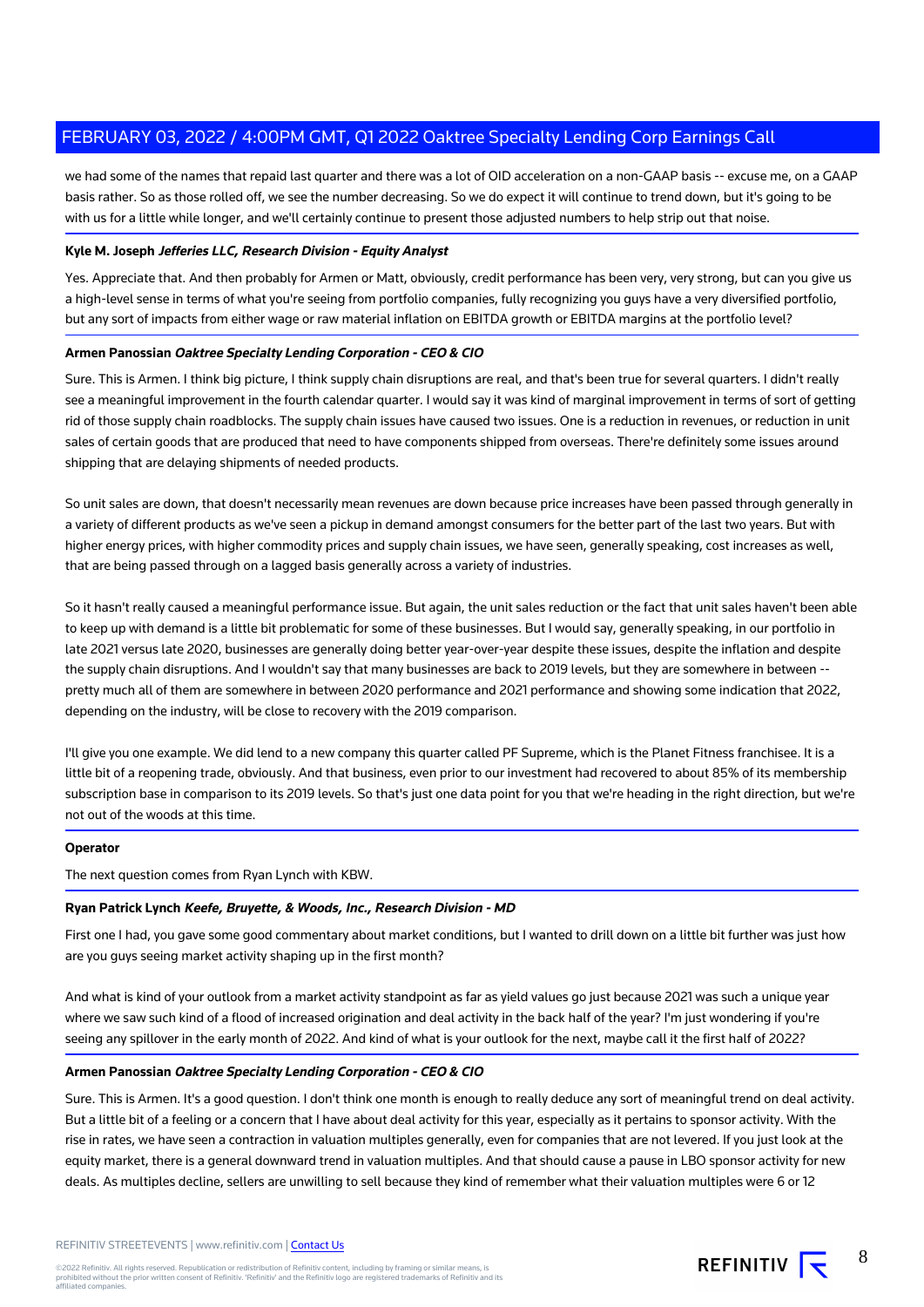we had some of the names that repaid last quarter and there was a lot of OID acceleration on a non-GAAP basis -- excuse me, on a GAAP basis rather. So as those rolled off, we see the number decreasing. So we do expect it will continue to trend down, but it's going to be with us for a little while longer, and we'll certainly continue to present those adjusted numbers to help strip out that noise.

**Kyle M. Joseph** ***Jefferies LLC, Research Division - Equity Analyst***

Yes. Appreciate that. And then probably for Armen or Matt, obviously, credit performance has been very, very strong, but can you give us a high-level sense in terms of what you're seeing from portfolio companies, fully recognizing you guys have a very diversified portfolio, but any sort of impacts from either wage or raw material inflation on EBITDA growth or EBITDA margins at the portfolio level?

**Armen Panossian** ***Oaktree Specialty Lending Corporation - CEO & CIO***

Sure. This is Armen. I think big picture, I think supply chain disruptions are real, and that's been true for several quarters. I didn't really see a meaningful improvement in the fourth calendar quarter. I would say it was kind of marginal improvement in terms of sort of getting rid of those supply chain roadblocks. The supply chain issues have caused two issues. One is a reduction in revenues, or reduction in unit sales of certain goods that are produced that need to have components shipped from overseas. There're definitely some issues around shipping that are delaying shipments of needed products.

So unit sales are down, that doesn't necessarily mean revenues are down because price increases have been passed through generally in a variety of different products as we've seen a pickup in demand amongst consumers for the better part of the last two years. But with higher energy prices, with higher commodity prices and supply chain issues, we have seen, generally speaking, cost increases as well, that are being passed through on a lagged basis generally across a variety of industries.

So it hasn't really caused a meaningful performance issue. But again, the unit sales reduction or the fact that unit sales haven't been able to keep up with demand is a little bit problematic for some of these businesses. But I would say, generally speaking, in our portfolio in late 2021 versus late 2020, businesses are generally doing better year-over-year despite these issues, despite the inflation and despite the supply chain disruptions. And I wouldn't say that many businesses are back to 2019 levels, but they are somewhere in between -- pretty much all of them are somewhere in between 2020 performance and 2021 performance and showing some indication that 2022, depending on the industry, will be close to recovery with the 2019 comparison.

I'll give you one example. We did lend to a new company this quarter called PF Supreme, which is the Planet Fitness franchisee. It is a little bit of a reopening trade, obviously. And that business, even prior to our investment had recovered to about 85% of its membership subscription base in comparison to its 2019 levels. So that's just one data point for you that we're heading in the right direction, but we're not out of the woods at this time.

**Operator**

The next question comes from Ryan Lynch with KBW.

**Ryan Patrick Lynch** ***Keefe, Bruyette, & Woods, Inc., Research Division - MD***

First one I had, you gave some good commentary about market conditions, but I wanted to drill down on a little bit further was just how are you guys seeing market activity shaping up in the first month?

And what is kind of your outlook from a market activity standpoint as far as yield values go just because 2021 was such a unique year where we saw such kind of a flood of increased origination and deal activity in the back half of the year? I'm just wondering if you're seeing any spillover in the early month of 2022. And kind of what is your outlook for the next, maybe call it the first half of 2022?

**Armen Panossian** ***Oaktree Specialty Lending Corporation - CEO & CIO***

Sure. This is Armen. It's a good question. I don't think one month is enough to really deduce any sort of meaningful trend on deal activity. But a little bit of a feeling or a concern that I have about deal activity for this year, especially as it pertains to sponsor activity. With the rise in rates, we have seen a contraction in valuation multiples generally, even for companies that are not levered. If you just look at the equity market, there is a general downward trend in valuation multiples. And that should cause a pause in LBO sponsor activity for new deals. As multiples decline, sellers are unwilling to sell because they kind of remember what their valuation multiples were 6 or 12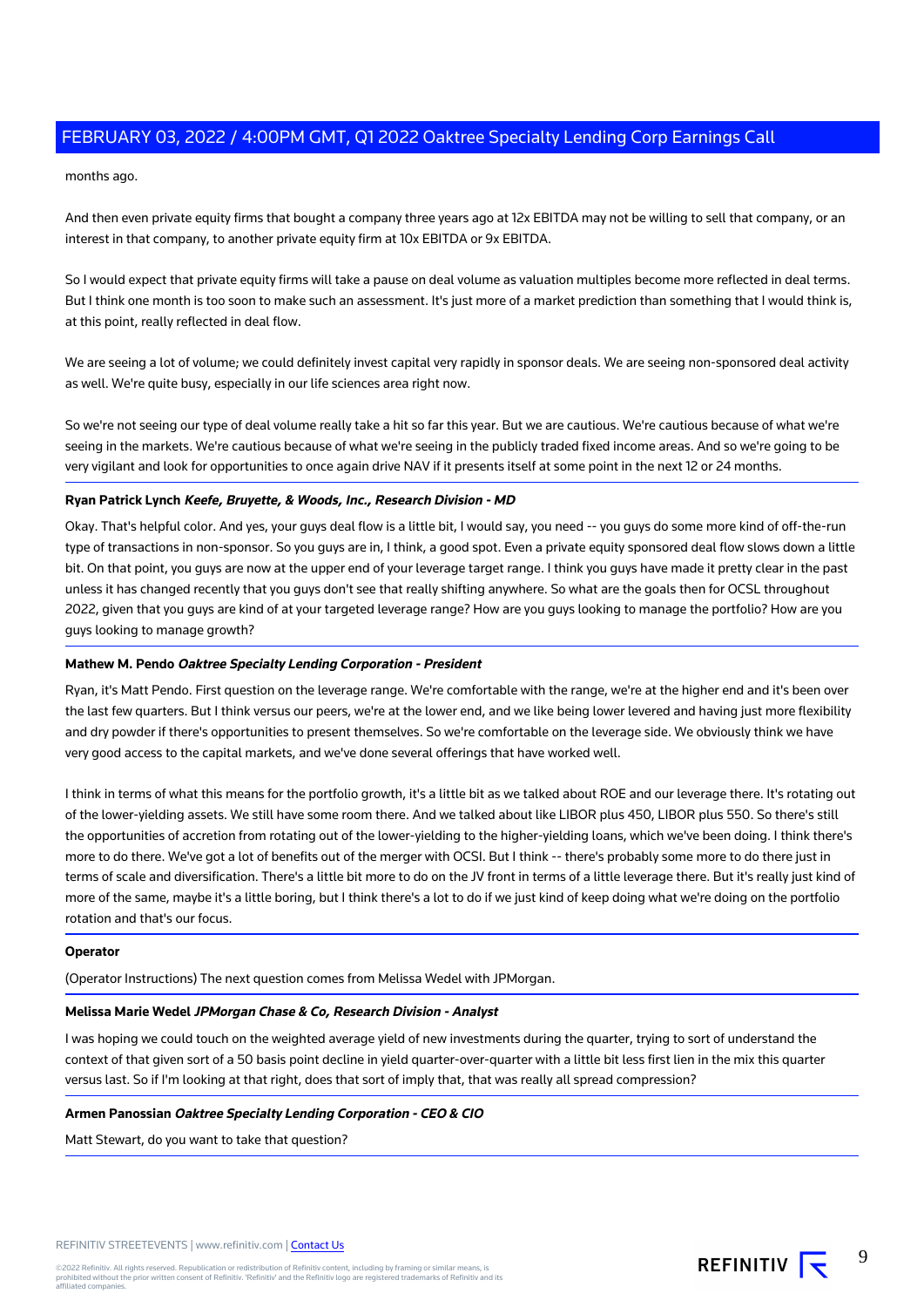months ago.

And then even private equity firms that bought a company three years ago at 12x EBITDA may not be willing to sell that company, or an interest in that company, to another private equity firm at 10x EBITDA or 9x EBITDA.

So I would expect that private equity firms will take a pause on deal volume as valuation multiples become more reflected in deal terms. But I think one month is too soon to make such an assessment. It's just more of a market prediction than something that I would think is, at this point, really reflected in deal flow.

We are seeing a lot of volume; we could definitely invest capital very rapidly in sponsor deals. We are seeing non-sponsored deal activity as well. We're quite busy, especially in our life sciences area right now.

So we're not seeing our type of deal volume really take a hit so far this year. But we are cautious. We're cautious because of what we're seeing in the markets. We're cautious because of what we're seeing in the publicly traded fixed income areas. And so we're going to be very vigilant and look for opportunities to once again drive NAV if it presents itself at some point in the next 12 or 24 months.

**Ryan Patrick Lynch** ***Keefe, Bruyette, & Woods, Inc., Research Division - MD***

Okay. That's helpful color. And yes, your guys deal flow is a little bit, I would say, you need -- you guys do some more kind of off-the-run type of transactions in non-sponsor. So you guys are in, I think, a good spot. Even a private equity sponsored deal flow slows down a little bit. On that point, you guys are now at the upper end of your leverage target range. I think you guys have made it pretty clear in the past unless it has changed recently that you guys don't see that really shifting anywhere. So what are the goals then for OCSL throughout 2022, given that you guys are kind of at your targeted leverage range? How are you guys looking to manage the portfolio? How are you guys looking to manage growth?

**Mathew M. Pendo** ***Oaktree Specialty Lending Corporation - President***

Ryan, it's Matt Pendo. First question on the leverage range. We're comfortable with the range, we're at the higher end and it's been over the last few quarters. But I think versus our peers, we're at the lower end, and we like being lower levered and having just more flexibility and dry powder if there's opportunities to present themselves. So we're comfortable on the leverage side. We obviously think we have very good access to the capital markets, and we've done several offerings that have worked well.

I think in terms of what this means for the portfolio growth, it's a little bit as we talked about ROE and our leverage there. It's rotating out of the lower-yielding assets. We still have some room there. And we talked about like LIBOR plus 450, LIBOR plus 550. So there's still the opportunities of accretion from rotating out of the lower-yielding to the higher-yielding loans, which we've been doing. I think there's more to do there. We've got a lot of benefits out of the merger with OCSI. But I think -- there's probably some more to do there just in terms of scale and diversification. There's a little bit more to do on the JV front in terms of a little leverage there. But it's really just kind of more of the same, maybe it's a little boring, but I think there's a lot to do if we just kind of keep doing what we're doing on the portfolio rotation and that's our focus.

**Operator**

(Operator Instructions) The next question comes from Melissa Wedel with JPMorgan.

**Melissa Marie Wedel** ***JPMorgan Chase & Co, Research Division - Analyst***

I was hoping we could touch on the weighted average yield of new investments during the quarter, trying to sort of understand the context of that given sort of a 50 basis point decline in yield quarter-over-quarter with a little bit less first lien in the mix this quarter versus last. So if I'm looking at that right, does that sort of imply that, that was really all spread compression?

**Armen Panossian** ***Oaktree Specialty Lending Corporation - CEO & CIO***

Matt Stewart, do you want to take that question?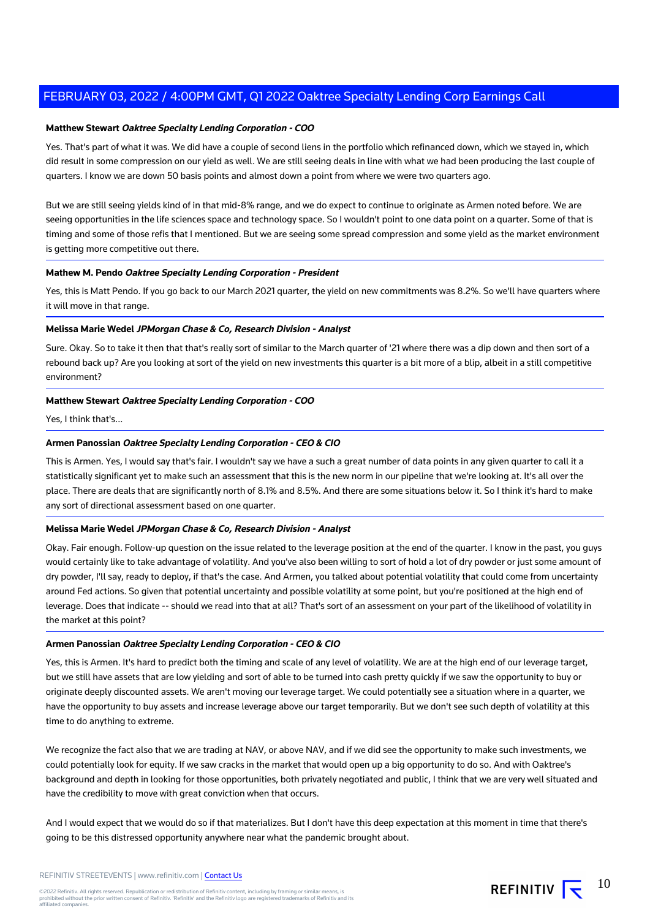**Matthew Stewart** ***Oaktree Specialty Lending Corporation - COO***

Yes. That's part of what it was. We did have a couple of second liens in the portfolio which refinanced down, which we stayed in, which did result in some compression on our yield as well. We are still seeing deals in line with what we had been producing the last couple of quarters. I know we are down 50 basis points and almost down a point from where we were two quarters ago.

But we are still seeing yields kind of in that mid-8% range, and we do expect to continue to originate as Armen noted before. We are seeing opportunities in the life sciences space and technology space. So I wouldn't point to one data point on a quarter. Some of that is timing and some of those refis that I mentioned. But we are seeing some spread compression and some yield as the market environment is getting more competitive out there.

**Mathew M. Pendo** ***Oaktree Specialty Lending Corporation - President***

Yes, this is Matt Pendo. If you go back to our March 2021 quarter, the yield on new commitments was 8.2%. So we'll have quarters where it will move in that range.

**Melissa Marie Wedel** ***JPMorgan Chase & Co, Research Division - Analyst***

Sure. Okay. So to take it then that that's really sort of similar to the March quarter of '21 where there was a dip down and then sort of a rebound back up? Are you looking at sort of the yield on new investments this quarter is a bit more of a blip, albeit in a still competitive environment?

**Matthew Stewart** ***Oaktree Specialty Lending Corporation - COO***

Yes, I think that's...

**Armen Panossian** ***Oaktree Specialty Lending Corporation - CEO & CIO***

This is Armen. Yes, I would say that's fair. I wouldn't say we have a such a great number of data points in any given quarter to call it a statistically significant yet to make such an assessment that this is the new norm in our pipeline that we're looking at. It's all over the place. There are deals that are significantly north of 8.1% and 8.5%. And there are some situations below it. So I think it's hard to make any sort of directional assessment based on one quarter.

**Melissa Marie Wedel** ***JPMorgan Chase & Co, Research Division - Analyst***

Okay. Fair enough. Follow-up question on the issue related to the leverage position at the end of the quarter. I know in the past, you guys would certainly like to take advantage of volatility. And you've also been willing to sort of hold a lot of dry powder or just some amount of dry powder, I'll say, ready to deploy, if that's the case. And Armen, you talked about potential volatility that could come from uncertainty around Fed actions. So given that potential uncertainty and possible volatility at some point, but you're positioned at the high end of leverage. Does that indicate -- should we read into that at all? That's sort of an assessment on your part of the likelihood of volatility in the market at this point?

**Armen Panossian** ***Oaktree Specialty Lending Corporation - CEO & CIO***

Yes, this is Armen. It's hard to predict both the timing and scale of any level of volatility. We are at the high end of our leverage target, but we still have assets that are low yielding and sort of able to be turned into cash pretty quickly if we saw the opportunity to buy or originate deeply discounted assets. We aren't moving our leverage target. We could potentially see a situation where in a quarter, we have the opportunity to buy assets and increase leverage above our target temporarily. But we don't see such depth of volatility at this time to do anything to extreme.

We recognize the fact also that we are trading at NAV, or above NAV, and if we did see the opportunity to make such investments, we could potentially look for equity. If we saw cracks in the market that would open up a big opportunity to do so. And with Oaktree's background and depth in looking for those opportunities, both privately negotiated and public, I think that we are very well situated and have the credibility to move with great conviction when that occurs.

And I would expect that we would do so if that materializes. But I don't have this deep expectation at this moment in time that there's going to be this distressed opportunity anywhere near what the pandemic brought about.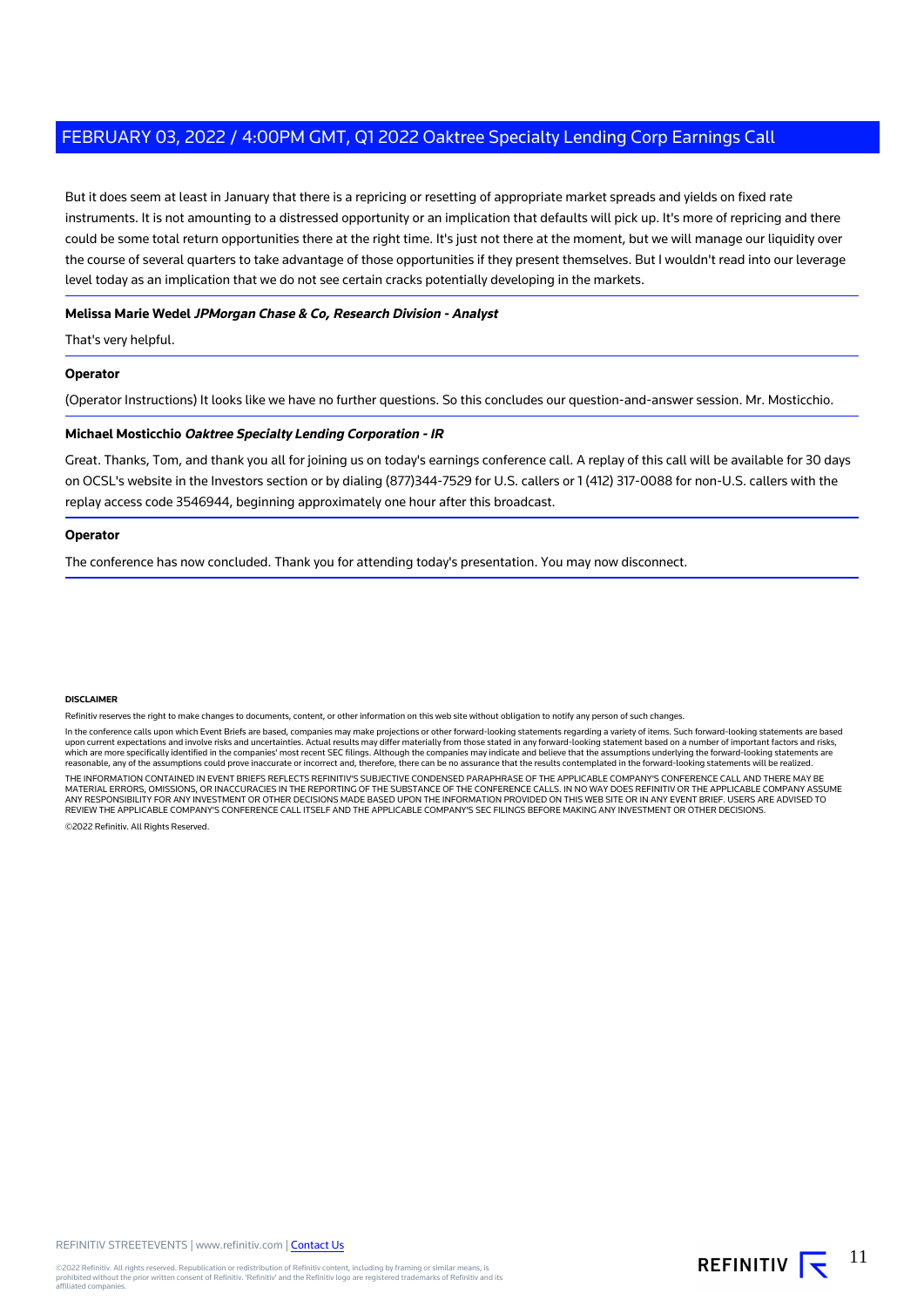But it does seem at least in January that there is a repricing or resetting of appropriate market spreads and yields on fixed rate instruments. It is not amounting to a distressed opportunity or an implication that defaults will pick up. It's more of repricing and there could be some total return opportunities there at the right time. It's just not there at the moment, but we will manage our liquidity over the course of several quarters to take advantage of those opportunities if they present themselves. But I wouldn't read into our leverage level today as an implication that we do not see certain cracks potentially developing in the markets.

**Melissa Marie Wedel** ***JPMorgan Chase & Co, Research Division - Analyst***

That's very helpful.

**Operator**

(Operator Instructions) It looks like we have no further questions. So this concludes our question-and-answer session. Mr. Mosticchio.

**Michael Mosticchio** ***Oaktree Specialty Lending Corporation - IR***

Great. Thanks, Tom, and thank you all for joining us on today's earnings conference call. A replay of this call will be available for 30 days on OCSL's website in the Investors section or by dialing (877)344-7529 for U.S. callers or 1 (412) 317-0088 for non-U.S. callers with the replay access code 3546944, beginning approximately one hour after this broadcast.

**Operator**

The conference has now concluded. Thank you for attending today's presentation. You may now disconnect.

**DISCLAIMER**

Refinitiv reserves the right to make changes to documents, content, or other information on this web site without obligation to notify any person of such changes.

In the conference calls upon which Event Briefs are based, companies may make projections or other forward-looking statements regarding a variety of items. Such forward-looking statements are based upon current expectations and involve risks and uncertainties. Actual results may differ materially from those stated in any forward-looking statement based on a number of important factors and risks, which are more specifically identified in the companies' most recent SEC filings. Although the companies may indicate and believe that the assumptions underlying the forward-looking statements are reasonable, any of the assumptions could prove inaccurate or incorrect and, therefore, there can be no assurance that the results contemplated in the forward-looking statements will be realized.

THE INFORMATION CONTAINED IN EVENT BRIEFS REFLECTS REFINITIV'S SUBJECTIVE CONDENSED PARAPHRASE OF THE APPLICABLE COMPANY'S CONFERENCE CALL AND THERE MAY BE MATERIAL ERRORS, OMISSIONS, OR INACCURACIES IN THE REPORTING OF THE SUBSTANCE OF THE CONFERENCE CALLS. IN NO WAY DOES REFINITIV OR THE APPLICABLE COMPANY ASSUME ANY RESPONSIBILITY FOR ANY INVESTMENT OR OTHER DECISIONS MADE BASED UPON THE INFORMATION PROVIDED ON THIS WEB SITE OR IN ANY EVENT BRIEF. USERS ARE ADVISED TO REVIEW THE APPLICABLE COMPANY'S CONFERENCE CALL ITSELF AND THE APPLICABLE COMPANY'S SEC FILINGS BEFORE MAKING ANY INVESTMENT OR OTHER DECISIONS.

©2022 Refinitiv. All Rights Reserved.